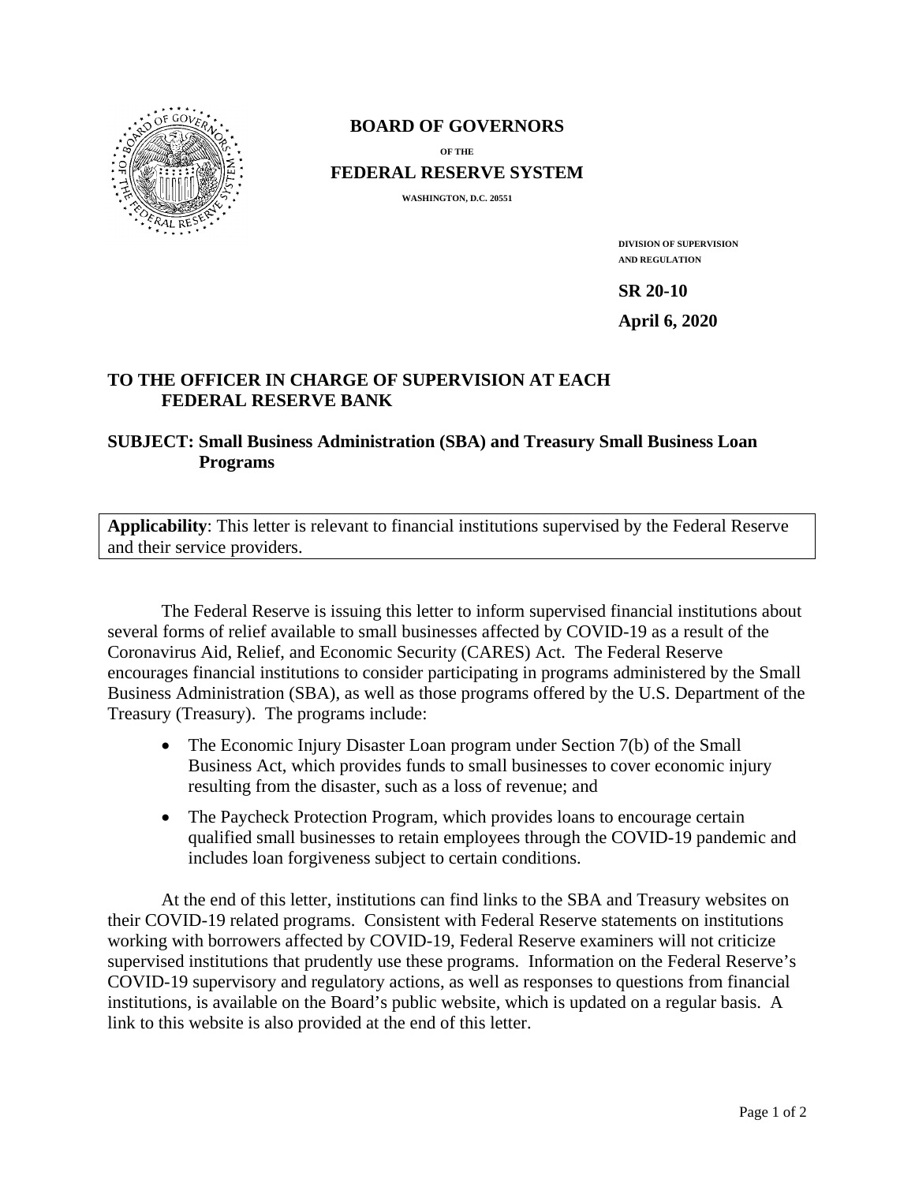**BOARD OF GOVERNORS**

OF THE

**FEDERAL RESERVE SYSTEM**

WASHINGTON, D.C. 20551

DIVISION OF SUPERVISION
AND REGULATION

**SR 20-10**

**April 6, 2020**

**TO THE OFFICER IN CHARGE OF SUPERVISION AT EACH FEDERAL RESERVE BANK**

**SUBJECT: Small Business Administration (SBA) and Treasury Small Business Loan Programs**

**Applicability**: This letter is relevant to financial institutions supervised by the Federal Reserve and their service providers.

The Federal Reserve is issuing this letter to inform supervised financial institutions about several forms of relief available to small businesses affected by COVID-19 as a result of the Coronavirus Aid, Relief, and Economic Security (CARES) Act. The Federal Reserve encourages financial institutions to consider participating in programs administered by the Small Business Administration (SBA), as well as those programs offered by the U.S. Department of the Treasury (Treasury). The programs include:

- The Economic Injury Disaster Loan program under Section 7(b) of the Small Business Act, which provides funds to small businesses to cover economic injury resulting from the disaster, such as a loss of revenue; and
- The Paycheck Protection Program, which provides loans to encourage certain qualified small businesses to retain employees through the COVID-19 pandemic and includes loan forgiveness subject to certain conditions.

At the end of this letter, institutions can find links to the SBA and Treasury websites on their COVID-19 related programs. Consistent with Federal Reserve statements on institutions working with borrowers affected by COVID-19, Federal Reserve examiners will not criticize supervised institutions that prudently use these programs. Information on the Federal Reserve's COVID-19 supervisory and regulatory actions, as well as responses to questions from financial institutions, is available on the Board's public website, which is updated on a regular basis. A link to this website is also provided at the end of this letter.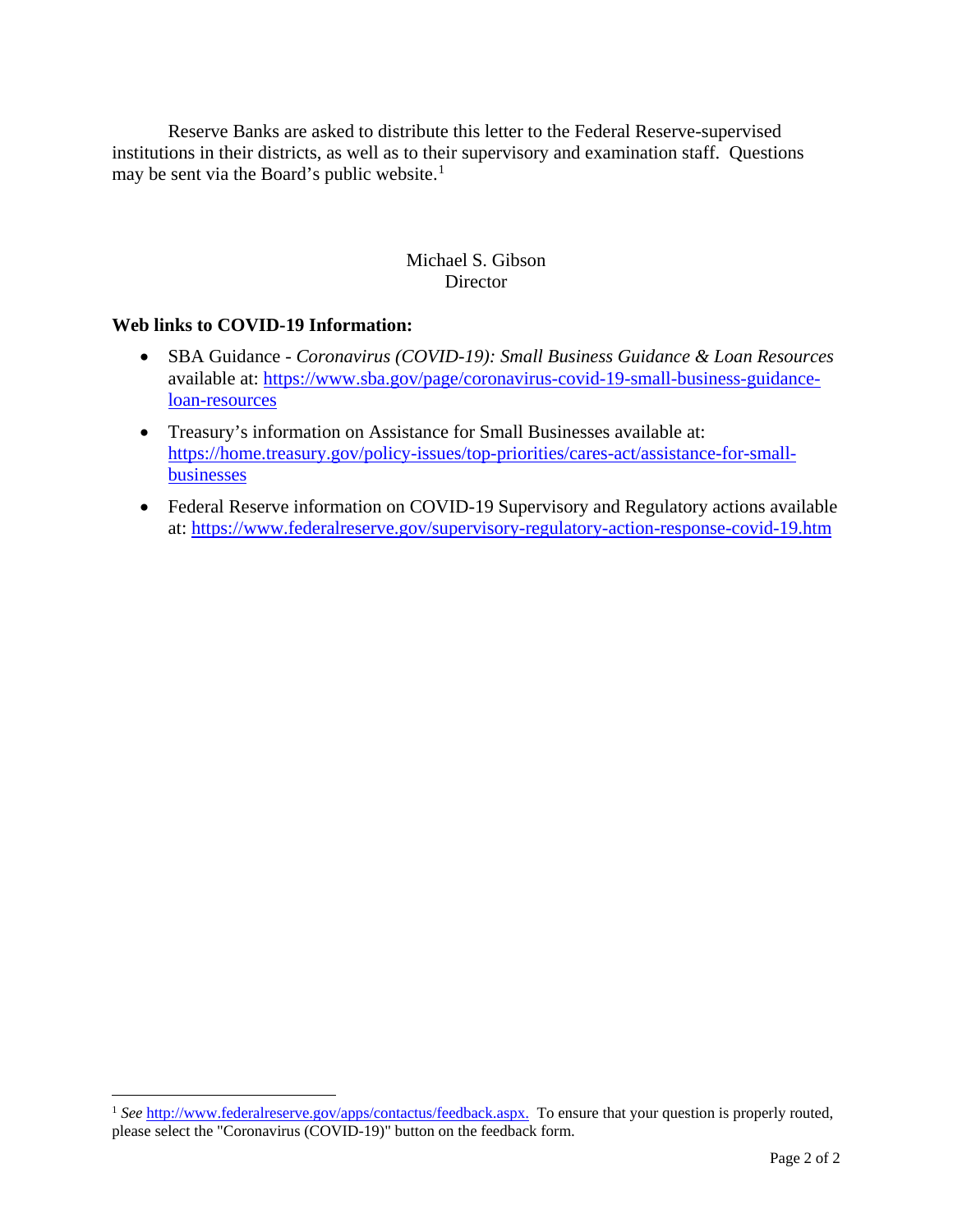Reserve Banks are asked to distribute this letter to the Federal Reserve-supervised institutions in their districts, as well as to their supervisory and examination staff. Questions may be sent via the Board's public website.[1]

Michael S. Gibson
Director

**Web links to COVID-19 Information:**

- SBA Guidance - *Coronavirus (COVID-19): Small Business Guidance & Loan Resources* available at: https://www.sba.gov/page/coronavirus-covid-19-small-business-guidance-loan-resources
- Treasury's information on Assistance for Small Businesses available at: https://home.treasury.gov/policy-issues/top-priorities/cares-act/assistance-for-small-businesses
- Federal Reserve information on COVID-19 Supervisory and Regulatory actions available at: https://www.federalreserve.gov/supervisory-regulatory-action-response-covid-19.htm

[1] *See* http://www.federalreserve.gov/apps/contactus/feedback.aspx. To ensure that your question is properly routed, please select the "Coronavirus (COVID-19)" button on the feedback form.